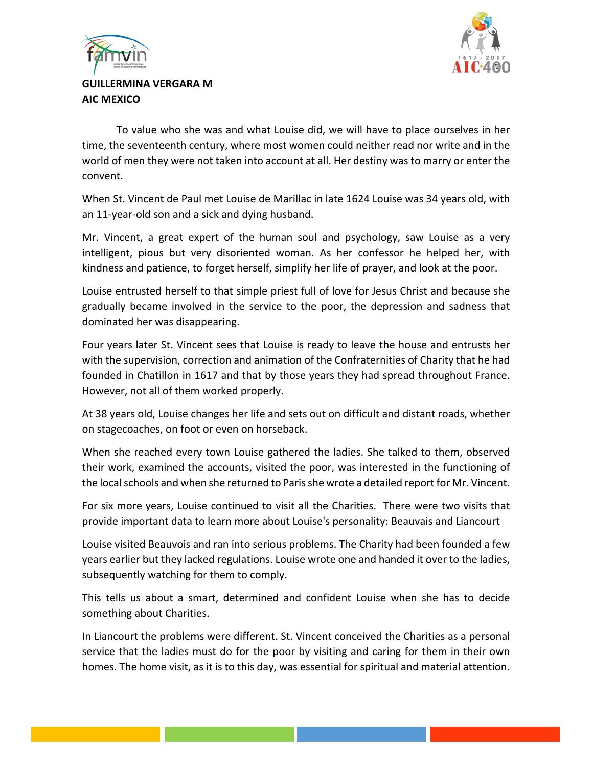**GUILLERMINA VERGARA M**
**AIC MEXICO**

To value who she was and what Louise did, we will have to place ourselves in her time, the seventeenth century, where most women could neither read nor write and in the world of men they were not taken into account at all. Her destiny was to marry or enter the convent.

When St. Vincent de Paul met Louise de Marillac in late 1624 Louise was 34 years old, with an 11-year-old son and a sick and dying husband.

Mr. Vincent, a great expert of the human soul and psychology, saw Louise as a very intelligent, pious but very disoriented woman. As her confessor he helped her, with kindness and patience, to forget herself, simplify her life of prayer, and look at the poor.

Louise entrusted herself to that simple priest full of love for Jesus Christ and because she gradually became involved in the service to the poor, the depression and sadness that dominated her was disappearing.

Four years later St. Vincent sees that Louise is ready to leave the house and entrusts her with the supervision, correction and animation of the Confraternities of Charity that he had founded in Chatillon in 1617 and that by those years they had spread throughout France. However, not all of them worked properly.

At 38 years old, Louise changes her life and sets out on difficult and distant roads, whether on stagecoaches, on foot or even on horseback.

When she reached every town Louise gathered the ladies. She talked to them, observed their work, examined the accounts, visited the poor, was interested in the functioning of the local schools and when she returned to Paris she wrote a detailed report for Mr. Vincent.

For six more years, Louise continued to visit all the Charities. There were two visits that provide important data to learn more about Louise's personality: Beauvais and Liancourt

Louise visited Beauvois and ran into serious problems. The Charity had been founded a few years earlier but they lacked regulations. Louise wrote one and handed it over to the ladies, subsequently watching for them to comply.

This tells us about a smart, determined and confident Louise when she has to decide something about Charities.

In Liancourt the problems were different. St. Vincent conceived the Charities as a personal service that the ladies must do for the poor by visiting and caring for them in their own homes. The home visit, as it is to this day, was essential for spiritual and material attention.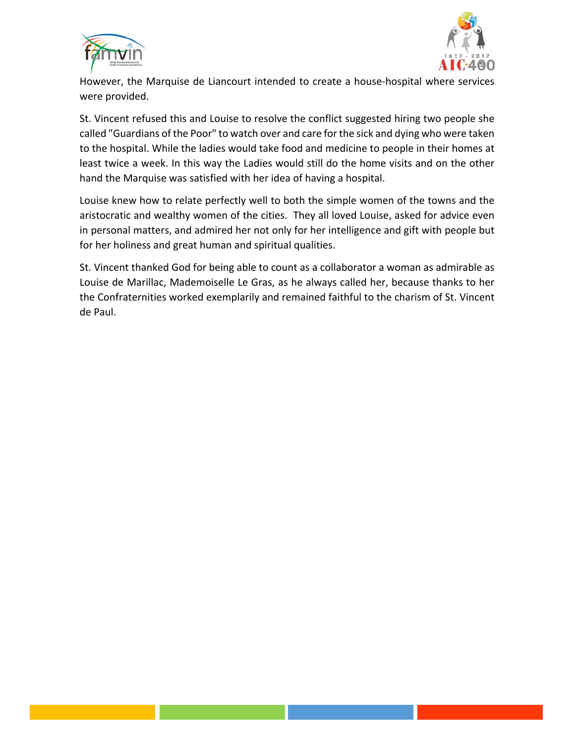However, the Marquise de Liancourt intended to create a house-hospital where services were provided.

St. Vincent refused this and Louise to resolve the conflict suggested hiring two people she called "Guardians of the Poor" to watch over and care for the sick and dying who were taken to the hospital. While the ladies would take food and medicine to people in their homes at least twice a week. In this way the Ladies would still do the home visits and on the other hand the Marquise was satisfied with her idea of having a hospital.

Louise knew how to relate perfectly well to both the simple women of the towns and the aristocratic and wealthy women of the cities. They all loved Louise, asked for advice even in personal matters, and admired her not only for her intelligence and gift with people but for her holiness and great human and spiritual qualities.

St. Vincent thanked God for being able to count as a collaborator a woman as admirable as Louise de Marillac, Mademoiselle Le Gras, as he always called her, because thanks to her the Confraternities worked exemplarily and remained faithful to the charism of St. Vincent de Paul.